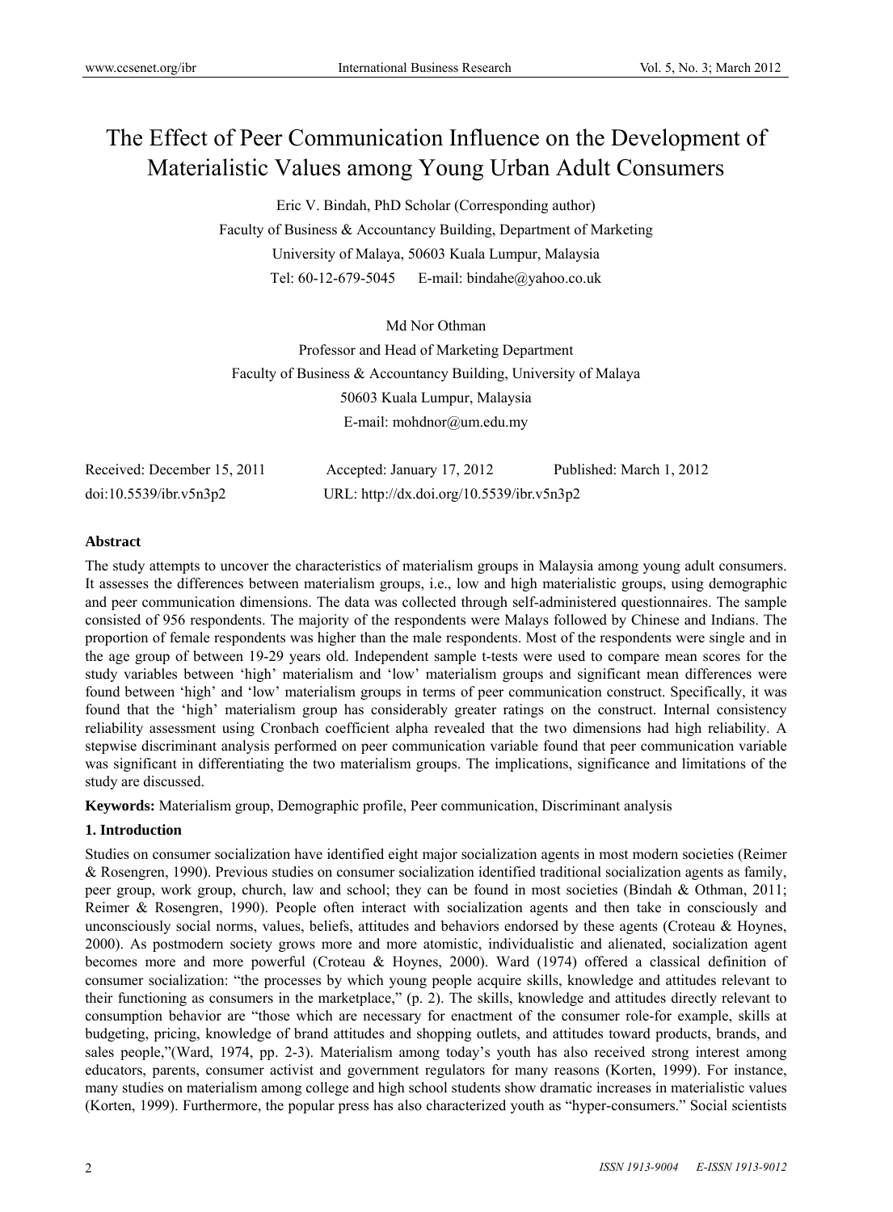# The Effect of Peer Communication Influence on the Development of Materialistic Values among Young Urban Adult Consumers

Eric V. Bindah, PhD Scholar (Corresponding author)

Faculty of Business & Accountancy Building, Department of Marketing

University of Malaya, 50603 Kuala Lumpur, Malaysia

Tel: 60-12-679-5045 E-mail: bindahe@yahoo.co.uk

Md Nor Othman

Professor and Head of Marketing Department

Faculty of Business & Accountancy Building, University of Malaya

50603 Kuala Lumpur, Malaysia

E-mail: mohdnor@um.edu.my

Received: December 15, 2011 Accepted: January 17, 2012 Published: March 1, 2012

doi:10.5539/ibr.v5n3p2 URL: http://dx.doi.org/10.5539/ibr.v5n3p2

## Abstract

The study attempts to uncover the characteristics of materialism groups in Malaysia among young adult consumers. It assesses the differences between materialism groups, i.e., low and high materialistic groups, using demographic and peer communication dimensions. The data was collected through self-administered questionnaires. The sample consisted of 956 respondents. The majority of the respondents were Malays followed by Chinese and Indians. The proportion of female respondents was higher than the male respondents. Most of the respondents were single and in the age group of between 19-29 years old. Independent sample t-tests were used to compare mean scores for the study variables between 'high' materialism and 'low' materialism groups and significant mean differences were found between 'high' and 'low' materialism groups in terms of peer communication construct. Specifically, it was found that the 'high' materialism group has considerably greater ratings on the construct. Internal consistency reliability assessment using Cronbach coefficient alpha revealed that the two dimensions had high reliability. A stepwise discriminant analysis performed on peer communication variable found that peer communication variable was significant in differentiating the two materialism groups. The implications, significance and limitations of the study are discussed.

**Keywords:** Materialism group, Demographic profile, Peer communication, Discriminant analysis

## 1. Introduction

Studies on consumer socialization have identified eight major socialization agents in most modern societies (Reimer & Rosengren, 1990). Previous studies on consumer socialization identified traditional socialization agents as family, peer group, work group, church, law and school; they can be found in most societies (Bindah & Othman, 2011; Reimer & Rosengren, 1990). People often interact with socialization agents and then take in consciously and unconsciously social norms, values, beliefs, attitudes and behaviors endorsed by these agents (Croteau & Hoynes, 2000). As postmodern society grows more and more atomistic, individualistic and alienated, socialization agent becomes more and more powerful (Croteau & Hoynes, 2000). Ward (1974) offered a classical definition of consumer socialization: "the processes by which young people acquire skills, knowledge and attitudes relevant to their functioning as consumers in the marketplace," (p. 2). The skills, knowledge and attitudes directly relevant to consumption behavior are "those which are necessary for enactment of the consumer role-for example, skills at budgeting, pricing, knowledge of brand attitudes and shopping outlets, and attitudes toward products, brands, and sales people,"(Ward, 1974, pp. 2-3). Materialism among today's youth has also received strong interest among educators, parents, consumer activist and government regulators for many reasons (Korten, 1999). For instance, many studies on materialism among college and high school students show dramatic increases in materialistic values (Korten, 1999). Furthermore, the popular press has also characterized youth as "hyper-consumers." Social scientists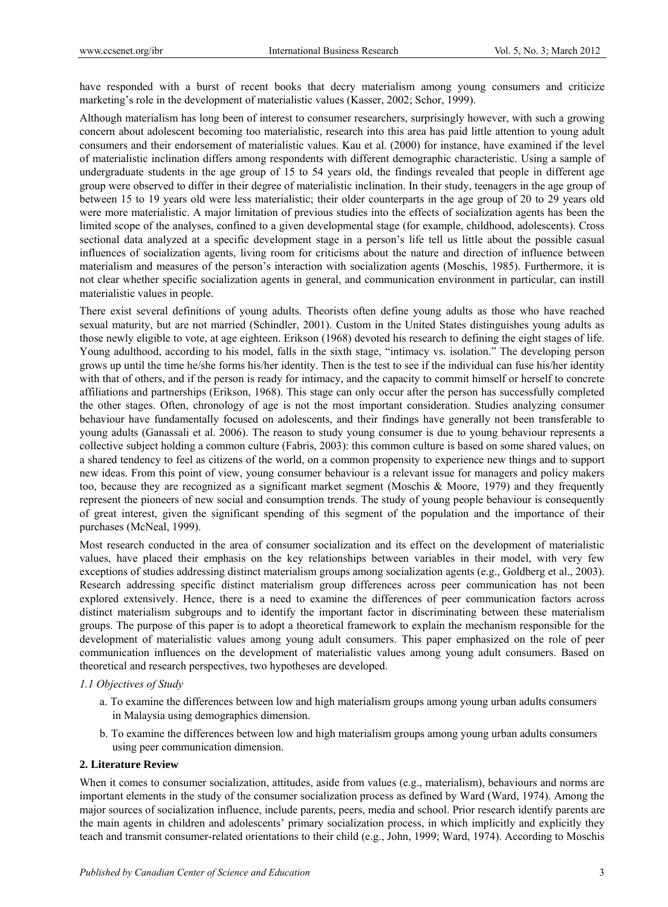have responded with a burst of recent books that decry materialism among young consumers and criticize marketing's role in the development of materialistic values (Kasser, 2002; Schor, 1999).

Although materialism has long been of interest to consumer researchers, surprisingly however, with such a growing concern about adolescent becoming too materialistic, research into this area has paid little attention to young adult consumers and their endorsement of materialistic values. Kau et al. (2000) for instance, have examined if the level of materialistic inclination differs among respondents with different demographic characteristic. Using a sample of undergraduate students in the age group of 15 to 54 years old, the findings revealed that people in different age group were observed to differ in their degree of materialistic inclination. In their study, teenagers in the age group of between 15 to 19 years old were less materialistic; their older counterparts in the age group of 20 to 29 years old were more materialistic. A major limitation of previous studies into the effects of socialization agents has been the limited scope of the analyses, confined to a given developmental stage (for example, childhood, adolescents). Cross sectional data analyzed at a specific development stage in a person's life tell us little about the possible casual influences of socialization agents, living room for criticisms about the nature and direction of influence between materialism and measures of the person's interaction with socialization agents (Moschis, 1985). Furthermore, it is not clear whether specific socialization agents in general, and communication environment in particular, can instill materialistic values in people.

There exist several definitions of young adults. Theorists often define young adults as those who have reached sexual maturity, but are not married (Schindler, 2001). Custom in the United States distinguishes young adults as those newly eligible to vote, at age eighteen. Erikson (1968) devoted his research to defining the eight stages of life. Young adulthood, according to his model, falls in the sixth stage, "intimacy vs. isolation." The developing person grows up until the time he/she forms his/her identity. Then is the test to see if the individual can fuse his/her identity with that of others, and if the person is ready for intimacy, and the capacity to commit himself or herself to concrete affiliations and partnerships (Erikson, 1968). This stage can only occur after the person has successfully completed the other stages. Often, chronology of age is not the most important consideration. Studies analyzing consumer behaviour have fundamentally focused on adolescents, and their findings have generally not been transferable to young adults (Ganassali et al. 2006). The reason to study young consumer is due to young behaviour represents a collective subject holding a common culture (Fabris, 2003): this common culture is based on some shared values, on a shared tendency to feel as citizens of the world, on a common propensity to experience new things and to support new ideas. From this point of view, young consumer behaviour is a relevant issue for managers and policy makers too, because they are recognized as a significant market segment (Moschis & Moore, 1979) and they frequently represent the pioneers of new social and consumption trends. The study of young people behaviour is consequently of great interest, given the significant spending of this segment of the population and the importance of their purchases (McNeal, 1999).

Most research conducted in the area of consumer socialization and its effect on the development of materialistic values, have placed their emphasis on the key relationships between variables in their model, with very few exceptions of studies addressing distinct materialism groups among socialization agents (e.g., Goldberg et al., 2003). Research addressing specific distinct materialism group differences across peer communication has not been explored extensively. Hence, there is a need to examine the differences of peer communication factors across distinct materialism subgroups and to identify the important factor in discriminating between these materialism groups. The purpose of this paper is to adopt a theoretical framework to explain the mechanism responsible for the development of materialistic values among young adult consumers. This paper emphasized on the role of peer communication influences on the development of materialistic values among young adult consumers. Based on theoretical and research perspectives, two hypotheses are developed.

### *1.1 Objectives of Study*

a. To examine the differences between low and high materialism groups among young urban adults consumers in Malaysia using demographics dimension.

b. To examine the differences between low and high materialism groups among young urban adults consumers using peer communication dimension.

## 2. Literature Review

When it comes to consumer socialization, attitudes, aside from values (e.g., materialism), behaviours and norms are important elements in the study of the consumer socialization process as defined by Ward (Ward, 1974). Among the major sources of socialization influence, include parents, peers, media and school. Prior research identify parents are the main agents in children and adolescents' primary socialization process, in which implicitly and explicitly they teach and transmit consumer-related orientations to their child (e.g., John, 1999; Ward, 1974). According to Moschis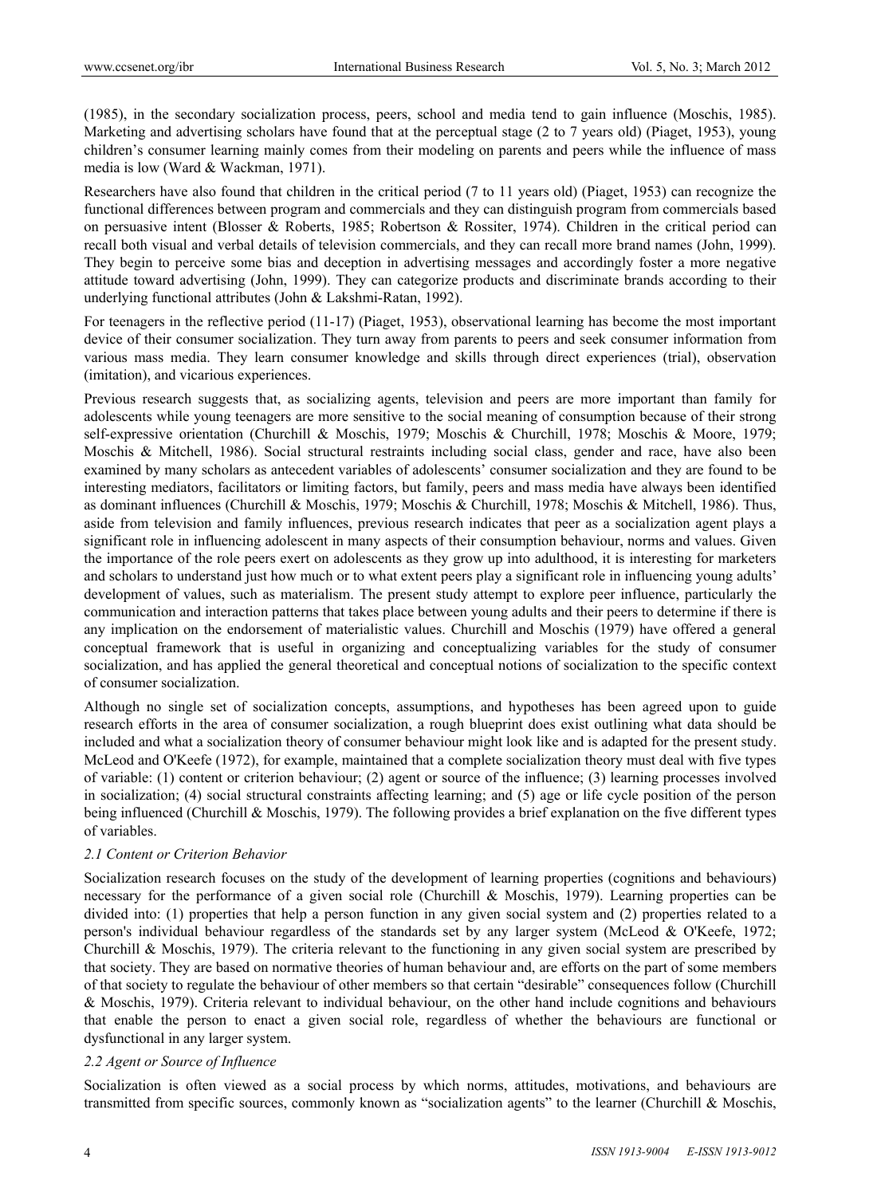(1985), in the secondary socialization process, peers, school and media tend to gain influence (Moschis, 1985). Marketing and advertising scholars have found that at the perceptual stage (2 to 7 years old) (Piaget, 1953), young children's consumer learning mainly comes from their modeling on parents and peers while the influence of mass media is low (Ward & Wackman, 1971).

Researchers have also found that children in the critical period (7 to 11 years old) (Piaget, 1953) can recognize the functional differences between program and commercials and they can distinguish program from commercials based on persuasive intent (Blosser & Roberts, 1985; Robertson & Rossiter, 1974). Children in the critical period can recall both visual and verbal details of television commercials, and they can recall more brand names (John, 1999). They begin to perceive some bias and deception in advertising messages and accordingly foster a more negative attitude toward advertising (John, 1999). They can categorize products and discriminate brands according to their underlying functional attributes (John & Lakshmi-Ratan, 1992).

For teenagers in the reflective period (11-17) (Piaget, 1953), observational learning has become the most important device of their consumer socialization. They turn away from parents to peers and seek consumer information from various mass media. They learn consumer knowledge and skills through direct experiences (trial), observation (imitation), and vicarious experiences.

Previous research suggests that, as socializing agents, television and peers are more important than family for adolescents while young teenagers are more sensitive to the social meaning of consumption because of their strong self-expressive orientation (Churchill & Moschis, 1979; Moschis & Churchill, 1978; Moschis & Moore, 1979; Moschis & Mitchell, 1986). Social structural restraints including social class, gender and race, have also been examined by many scholars as antecedent variables of adolescents' consumer socialization and they are found to be interesting mediators, facilitators or limiting factors, but family, peers and mass media have always been identified as dominant influences (Churchill & Moschis, 1979; Moschis & Churchill, 1978; Moschis & Mitchell, 1986). Thus, aside from television and family influences, previous research indicates that peer as a socialization agent plays a significant role in influencing adolescent in many aspects of their consumption behaviour, norms and values. Given the importance of the role peers exert on adolescents as they grow up into adulthood, it is interesting for marketers and scholars to understand just how much or to what extent peers play a significant role in influencing young adults' development of values, such as materialism. The present study attempt to explore peer influence, particularly the communication and interaction patterns that takes place between young adults and their peers to determine if there is any implication on the endorsement of materialistic values. Churchill and Moschis (1979) have offered a general conceptual framework that is useful in organizing and conceptualizing variables for the study of consumer socialization, and has applied the general theoretical and conceptual notions of socialization to the specific context of consumer socialization.

Although no single set of socialization concepts, assumptions, and hypotheses has been agreed upon to guide research efforts in the area of consumer socialization, a rough blueprint does exist outlining what data should be included and what a socialization theory of consumer behaviour might look like and is adapted for the present study. McLeod and O'Keefe (1972), for example, maintained that a complete socialization theory must deal with five types of variable: (1) content or criterion behaviour; (2) agent or source of the influence; (3) learning processes involved in socialization; (4) social structural constraints affecting learning; and (5) age or life cycle position of the person being influenced (Churchill & Moschis, 1979). The following provides a brief explanation on the five different types of variables.

### *2.1 Content or Criterion Behavior*

Socialization research focuses on the study of the development of learning properties (cognitions and behaviours) necessary for the performance of a given social role (Churchill & Moschis, 1979). Learning properties can be divided into: (1) properties that help a person function in any given social system and (2) properties related to a person's individual behaviour regardless of the standards set by any larger system (McLeod & O'Keefe, 1972; Churchill & Moschis, 1979). The criteria relevant to the functioning in any given social system are prescribed by that society. They are based on normative theories of human behaviour and, are efforts on the part of some members of that society to regulate the behaviour of other members so that certain "desirable" consequences follow (Churchill & Moschis, 1979). Criteria relevant to individual behaviour, on the other hand include cognitions and behaviours that enable the person to enact a given social role, regardless of whether the behaviours are functional or dysfunctional in any larger system.

### *2.2 Agent or Source of Influence*

Socialization is often viewed as a social process by which norms, attitudes, motivations, and behaviours are transmitted from specific sources, commonly known as "socialization agents" to the learner (Churchill & Moschis,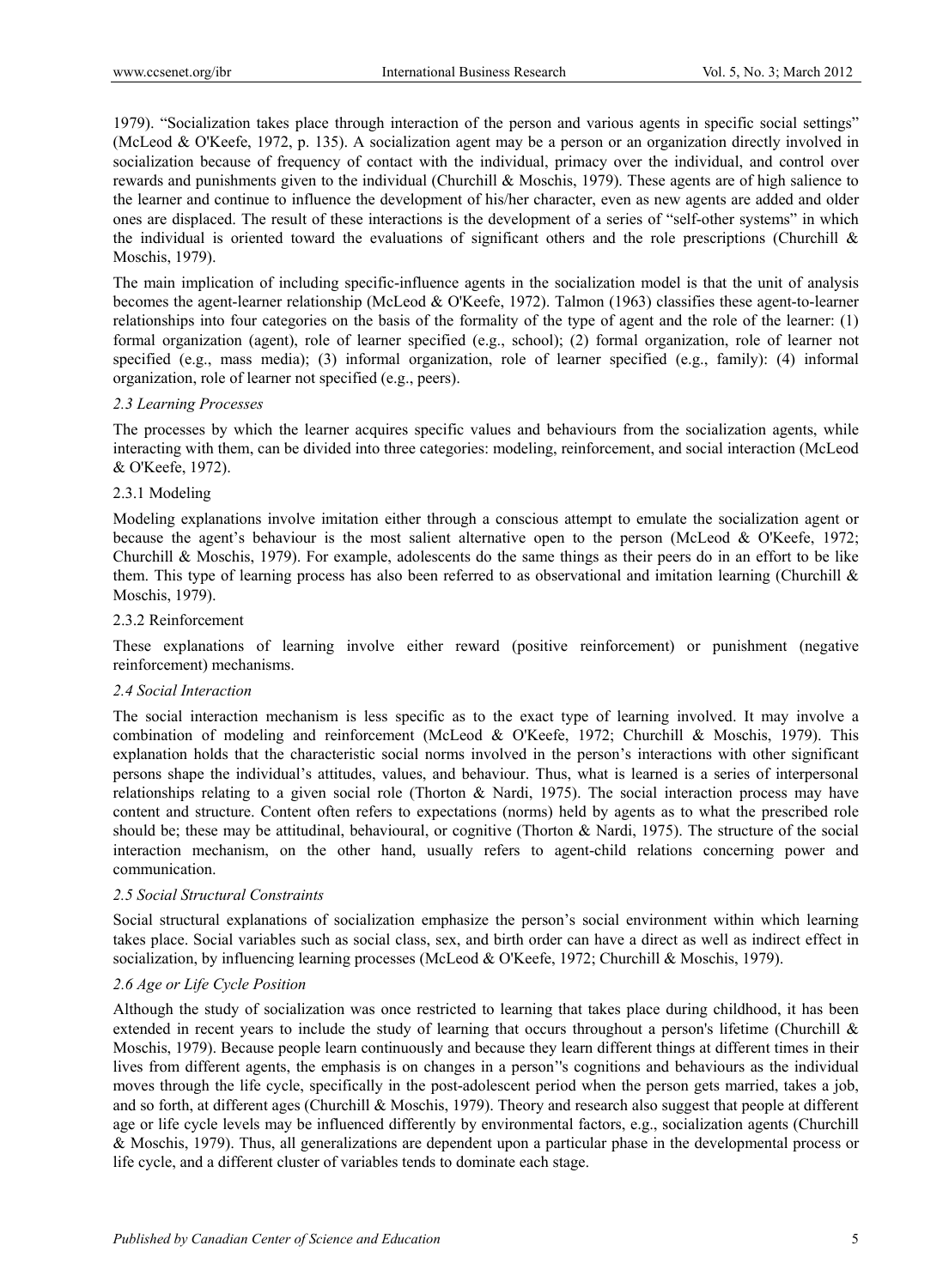1979). "Socialization takes place through interaction of the person and various agents in specific social settings" (McLeod & O'Keefe, 1972, p. 135). A socialization agent may be a person or an organization directly involved in socialization because of frequency of contact with the individual, primacy over the individual, and control over rewards and punishments given to the individual (Churchill & Moschis, 1979). These agents are of high salience to the learner and continue to influence the development of his/her character, even as new agents are added and older ones are displaced. The result of these interactions is the development of a series of "self-other systems" in which the individual is oriented toward the evaluations of significant others and the role prescriptions (Churchill & Moschis, 1979).

The main implication of including specific-influence agents in the socialization model is that the unit of analysis becomes the agent-learner relationship (McLeod & O'Keefe, 1972). Talmon (1963) classifies these agent-to-learner relationships into four categories on the basis of the formality of the type of agent and the role of the learner: (1) formal organization (agent), role of learner specified (e.g., school); (2) formal organization, role of learner not specified (e.g., mass media); (3) informal organization, role of learner specified (e.g., family): (4) informal organization, role of learner not specified (e.g., peers).

### *2.3 Learning Processes*

The processes by which the learner acquires specific values and behaviours from the socialization agents, while interacting with them, can be divided into three categories: modeling, reinforcement, and social interaction (McLeod & O'Keefe, 1972).

#### 2.3.1 Modeling

Modeling explanations involve imitation either through a conscious attempt to emulate the socialization agent or because the agent's behaviour is the most salient alternative open to the person (McLeod & O'Keefe, 1972; Churchill & Moschis, 1979). For example, adolescents do the same things as their peers do in an effort to be like them. This type of learning process has also been referred to as observational and imitation learning (Churchill & Moschis, 1979).

#### 2.3.2 Reinforcement

These explanations of learning involve either reward (positive reinforcement) or punishment (negative reinforcement) mechanisms.

### *2.4 Social Interaction*

The social interaction mechanism is less specific as to the exact type of learning involved. It may involve a combination of modeling and reinforcement (McLeod & O'Keefe, 1972; Churchill & Moschis, 1979). This explanation holds that the characteristic social norms involved in the person's interactions with other significant persons shape the individual's attitudes, values, and behaviour. Thus, what is learned is a series of interpersonal relationships relating to a given social role (Thorton & Nardi, 1975). The social interaction process may have content and structure. Content often refers to expectations (norms) held by agents as to what the prescribed role should be; these may be attitudinal, behavioural, or cognitive (Thorton & Nardi, 1975). The structure of the social interaction mechanism, on the other hand, usually refers to agent-child relations concerning power and communication.

### *2.5 Social Structural Constraints*

Social structural explanations of socialization emphasize the person's social environment within which learning takes place. Social variables such as social class, sex, and birth order can have a direct as well as indirect effect in socialization, by influencing learning processes (McLeod & O'Keefe, 1972; Churchill & Moschis, 1979).

### *2.6 Age or Life Cycle Position*

Although the study of socialization was once restricted to learning that takes place during childhood, it has been extended in recent years to include the study of learning that occurs throughout a person's lifetime (Churchill & Moschis, 1979). Because people learn continuously and because they learn different things at different times in their lives from different agents, the emphasis is on changes in a person''s cognitions and behaviours as the individual moves through the life cycle, specifically in the post-adolescent period when the person gets married, takes a job, and so forth, at different ages (Churchill & Moschis, 1979). Theory and research also suggest that people at different age or life cycle levels may be influenced differently by environmental factors, e.g., socialization agents (Churchill & Moschis, 1979). Thus, all generalizations are dependent upon a particular phase in the developmental process or life cycle, and a different cluster of variables tends to dominate each stage.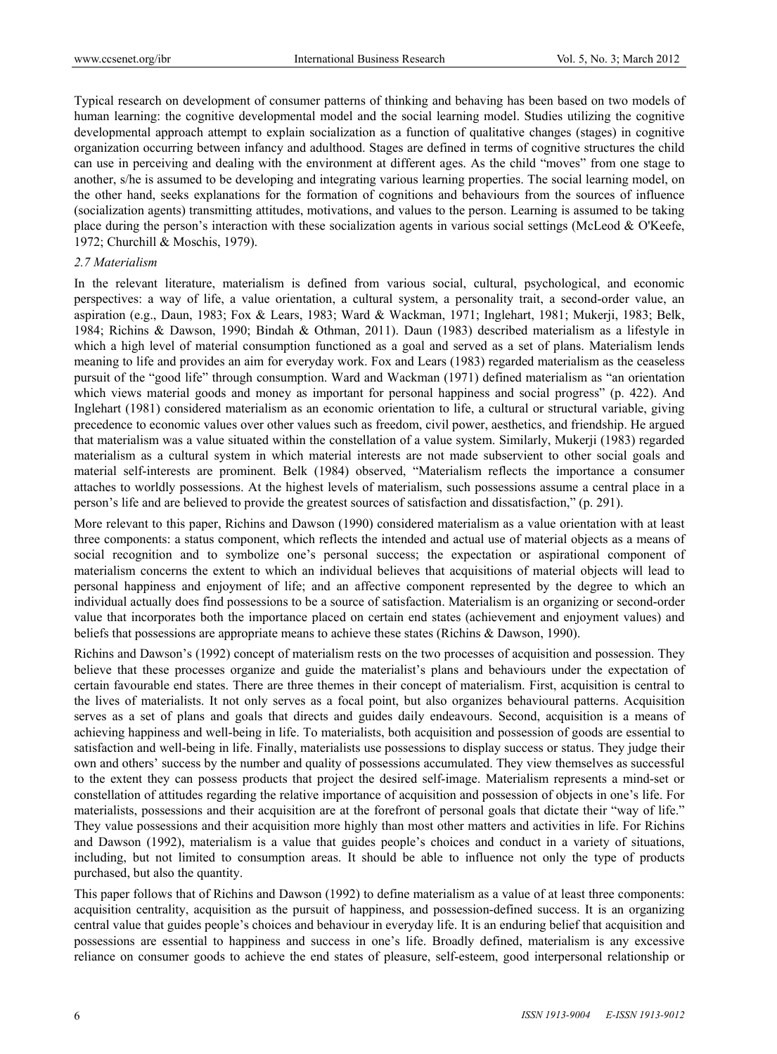Typical research on development of consumer patterns of thinking and behaving has been based on two models of human learning: the cognitive developmental model and the social learning model. Studies utilizing the cognitive developmental approach attempt to explain socialization as a function of qualitative changes (stages) in cognitive organization occurring between infancy and adulthood. Stages are defined in terms of cognitive structures the child can use in perceiving and dealing with the environment at different ages. As the child "moves" from one stage to another, s/he is assumed to be developing and integrating various learning properties. The social learning model, on the other hand, seeks explanations for the formation of cognitions and behaviours from the sources of influence (socialization agents) transmitting attitudes, motivations, and values to the person. Learning is assumed to be taking place during the person's interaction with these socialization agents in various social settings (McLeod & O'Keefe, 1972; Churchill & Moschis, 1979).

### *2.7 Materialism*

In the relevant literature, materialism is defined from various social, cultural, psychological, and economic perspectives: a way of life, a value orientation, a cultural system, a personality trait, a second-order value, an aspiration (e.g., Daun, 1983; Fox & Lears, 1983; Ward & Wackman, 1971; Inglehart, 1981; Mukerji, 1983; Belk, 1984; Richins & Dawson, 1990; Bindah & Othman, 2011). Daun (1983) described materialism as a lifestyle in which a high level of material consumption functioned as a goal and served as a set of plans. Materialism lends meaning to life and provides an aim for everyday work. Fox and Lears (1983) regarded materialism as the ceaseless pursuit of the "good life" through consumption. Ward and Wackman (1971) defined materialism as "an orientation which views material goods and money as important for personal happiness and social progress" (p. 422). And Inglehart (1981) considered materialism as an economic orientation to life, a cultural or structural variable, giving precedence to economic values over other values such as freedom, civil power, aesthetics, and friendship. He argued that materialism was a value situated within the constellation of a value system. Similarly, Mukerji (1983) regarded materialism as a cultural system in which material interests are not made subservient to other social goals and material self-interests are prominent. Belk (1984) observed, "Materialism reflects the importance a consumer attaches to worldly possessions. At the highest levels of materialism, such possessions assume a central place in a person's life and are believed to provide the greatest sources of satisfaction and dissatisfaction," (p. 291).

More relevant to this paper, Richins and Dawson (1990) considered materialism as a value orientation with at least three components: a status component, which reflects the intended and actual use of material objects as a means of social recognition and to symbolize one's personal success; the expectation or aspirational component of materialism concerns the extent to which an individual believes that acquisitions of material objects will lead to personal happiness and enjoyment of life; and an affective component represented by the degree to which an individual actually does find possessions to be a source of satisfaction. Materialism is an organizing or second-order value that incorporates both the importance placed on certain end states (achievement and enjoyment values) and beliefs that possessions are appropriate means to achieve these states (Richins & Dawson, 1990).

Richins and Dawson's (1992) concept of materialism rests on the two processes of acquisition and possession. They believe that these processes organize and guide the materialist's plans and behaviours under the expectation of certain favourable end states. There are three themes in their concept of materialism. First, acquisition is central to the lives of materialists. It not only serves as a focal point, but also organizes behavioural patterns. Acquisition serves as a set of plans and goals that directs and guides daily endeavours. Second, acquisition is a means of achieving happiness and well-being in life. To materialists, both acquisition and possession of goods are essential to satisfaction and well-being in life. Finally, materialists use possessions to display success or status. They judge their own and others' success by the number and quality of possessions accumulated. They view themselves as successful to the extent they can possess products that project the desired self-image. Materialism represents a mind-set or constellation of attitudes regarding the relative importance of acquisition and possession of objects in one's life. For materialists, possessions and their acquisition are at the forefront of personal goals that dictate their "way of life." They value possessions and their acquisition more highly than most other matters and activities in life. For Richins and Dawson (1992), materialism is a value that guides people's choices and conduct in a variety of situations, including, but not limited to consumption areas. It should be able to influence not only the type of products purchased, but also the quantity.

This paper follows that of Richins and Dawson (1992) to define materialism as a value of at least three components: acquisition centrality, acquisition as the pursuit of happiness, and possession-defined success. It is an organizing central value that guides people's choices and behaviour in everyday life. It is an enduring belief that acquisition and possessions are essential to happiness and success in one's life. Broadly defined, materialism is any excessive reliance on consumer goods to achieve the end states of pleasure, self-esteem, good interpersonal relationship or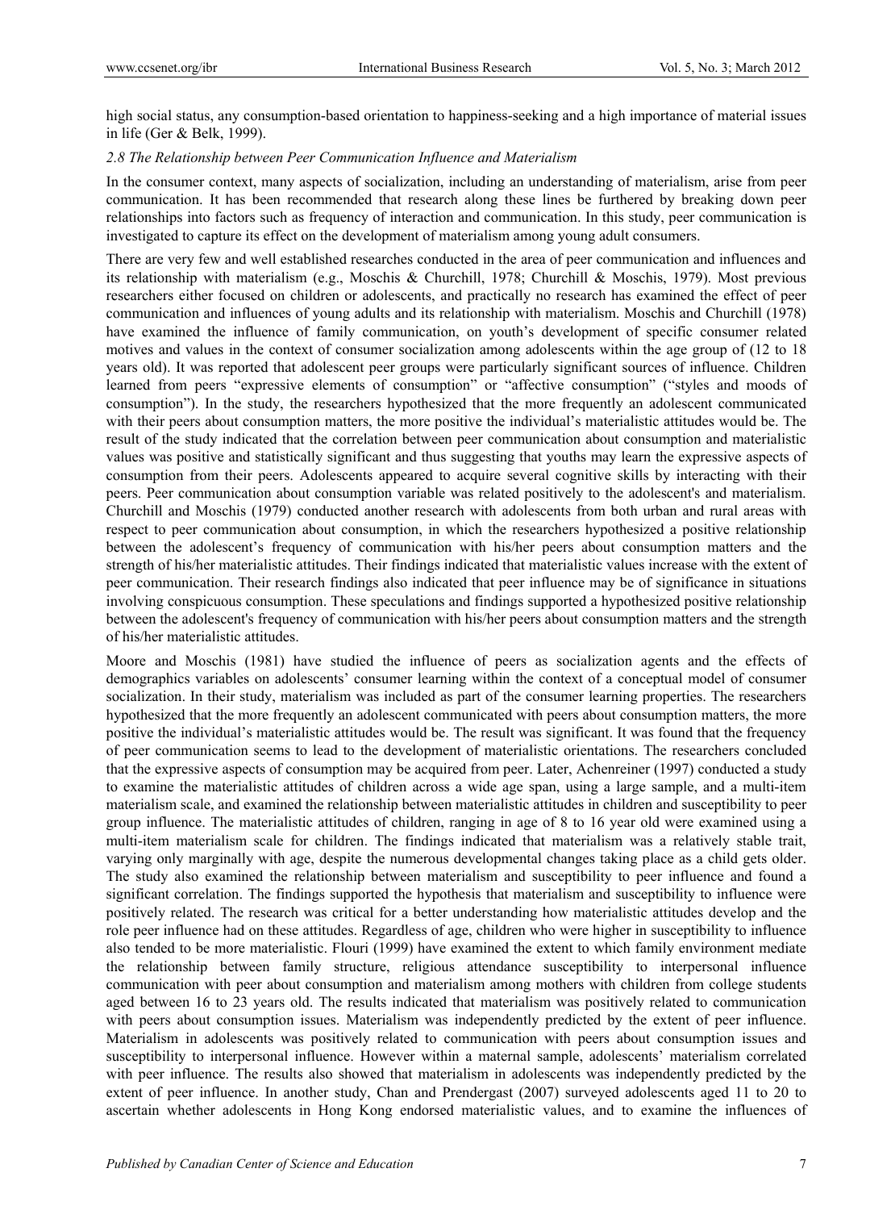high social status, any consumption-based orientation to happiness-seeking and a high importance of material issues in life (Ger & Belk, 1999).

### *2.8 The Relationship between Peer Communication Influence and Materialism*

In the consumer context, many aspects of socialization, including an understanding of materialism, arise from peer communication. It has been recommended that research along these lines be furthered by breaking down peer relationships into factors such as frequency of interaction and communication. In this study, peer communication is investigated to capture its effect on the development of materialism among young adult consumers.

There are very few and well established researches conducted in the area of peer communication and influences and its relationship with materialism (e.g., Moschis & Churchill, 1978; Churchill & Moschis, 1979). Most previous researchers either focused on children or adolescents, and practically no research has examined the effect of peer communication and influences of young adults and its relationship with materialism. Moschis and Churchill (1978) have examined the influence of family communication, on youth's development of specific consumer related motives and values in the context of consumer socialization among adolescents within the age group of (12 to 18 years old). It was reported that adolescent peer groups were particularly significant sources of influence. Children learned from peers "expressive elements of consumption" or "affective consumption" ("styles and moods of consumption"). In the study, the researchers hypothesized that the more frequently an adolescent communicated with their peers about consumption matters, the more positive the individual's materialistic attitudes would be. The result of the study indicated that the correlation between peer communication about consumption and materialistic values was positive and statistically significant and thus suggesting that youths may learn the expressive aspects of consumption from their peers. Adolescents appeared to acquire several cognitive skills by interacting with their peers. Peer communication about consumption variable was related positively to the adolescent's and materialism. Churchill and Moschis (1979) conducted another research with adolescents from both urban and rural areas with respect to peer communication about consumption, in which the researchers hypothesized a positive relationship between the adolescent's frequency of communication with his/her peers about consumption matters and the strength of his/her materialistic attitudes. Their findings indicated that materialistic values increase with the extent of peer communication. Their research findings also indicated that peer influence may be of significance in situations involving conspicuous consumption. These speculations and findings supported a hypothesized positive relationship between the adolescent's frequency of communication with his/her peers about consumption matters and the strength of his/her materialistic attitudes.

Moore and Moschis (1981) have studied the influence of peers as socialization agents and the effects of demographics variables on adolescents' consumer learning within the context of a conceptual model of consumer socialization. In their study, materialism was included as part of the consumer learning properties. The researchers hypothesized that the more frequently an adolescent communicated with peers about consumption matters, the more positive the individual's materialistic attitudes would be. The result was significant. It was found that the frequency of peer communication seems to lead to the development of materialistic orientations. The researchers concluded that the expressive aspects of consumption may be acquired from peer. Later, Achenreiner (1997) conducted a study to examine the materialistic attitudes of children across a wide age span, using a large sample, and a multi-item materialism scale, and examined the relationship between materialistic attitudes in children and susceptibility to peer group influence. The materialistic attitudes of children, ranging in age of 8 to 16 year old were examined using a multi-item materialism scale for children. The findings indicated that materialism was a relatively stable trait, varying only marginally with age, despite the numerous developmental changes taking place as a child gets older. The study also examined the relationship between materialism and susceptibility to peer influence and found a significant correlation. The findings supported the hypothesis that materialism and susceptibility to influence were positively related. The research was critical for a better understanding how materialistic attitudes develop and the role peer influence had on these attitudes. Regardless of age, children who were higher in susceptibility to influence also tended to be more materialistic. Flouri (1999) have examined the extent to which family environment mediate the relationship between family structure, religious attendance susceptibility to interpersonal influence communication with peer about consumption and materialism among mothers with children from college students aged between 16 to 23 years old. The results indicated that materialism was positively related to communication with peers about consumption issues. Materialism was independently predicted by the extent of peer influence. Materialism in adolescents was positively related to communication with peers about consumption issues and susceptibility to interpersonal influence. However within a maternal sample, adolescents' materialism correlated with peer influence. The results also showed that materialism in adolescents was independently predicted by the extent of peer influence. In another study, Chan and Prendergast (2007) surveyed adolescents aged 11 to 20 to ascertain whether adolescents in Hong Kong endorsed materialistic values, and to examine the influences of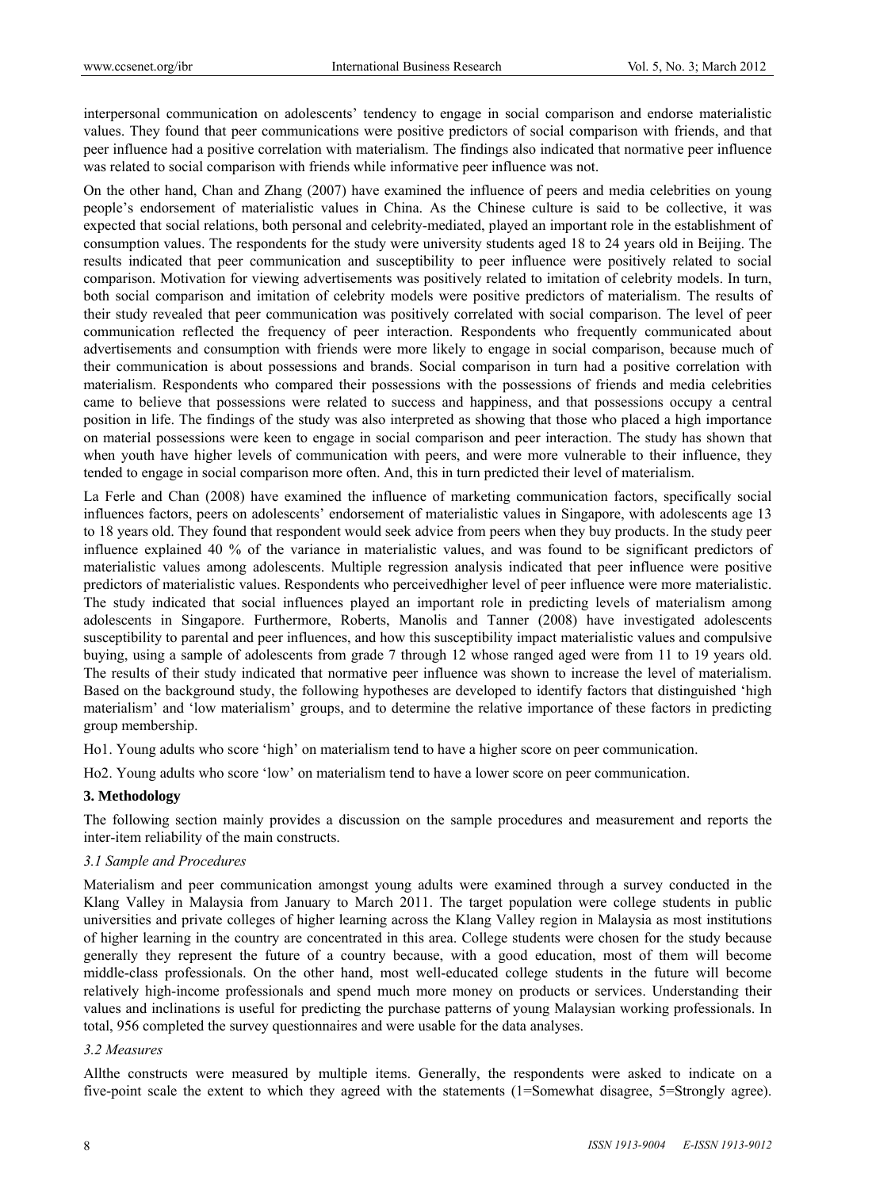interpersonal communication on adolescents' tendency to engage in social comparison and endorse materialistic values. They found that peer communications were positive predictors of social comparison with friends, and that peer influence had a positive correlation with materialism. The findings also indicated that normative peer influence was related to social comparison with friends while informative peer influence was not.

On the other hand, Chan and Zhang (2007) have examined the influence of peers and media celebrities on young people's endorsement of materialistic values in China. As the Chinese culture is said to be collective, it was expected that social relations, both personal and celebrity-mediated, played an important role in the establishment of consumption values. The respondents for the study were university students aged 18 to 24 years old in Beijing. The results indicated that peer communication and susceptibility to peer influence were positively related to social comparison. Motivation for viewing advertisements was positively related to imitation of celebrity models. In turn, both social comparison and imitation of celebrity models were positive predictors of materialism. The results of their study revealed that peer communication was positively correlated with social comparison. The level of peer communication reflected the frequency of peer interaction. Respondents who frequently communicated about advertisements and consumption with friends were more likely to engage in social comparison, because much of their communication is about possessions and brands. Social comparison in turn had a positive correlation with materialism. Respondents who compared their possessions with the possessions of friends and media celebrities came to believe that possessions were related to success and happiness, and that possessions occupy a central position in life. The findings of the study was also interpreted as showing that those who placed a high importance on material possessions were keen to engage in social comparison and peer interaction. The study has shown that when youth have higher levels of communication with peers, and were more vulnerable to their influence, they tended to engage in social comparison more often. And, this in turn predicted their level of materialism.

La Ferle and Chan (2008) have examined the influence of marketing communication factors, specifically social influences factors, peers on adolescents' endorsement of materialistic values in Singapore, with adolescents age 13 to 18 years old. They found that respondent would seek advice from peers when they buy products. In the study peer influence explained 40 % of the variance in materialistic values, and was found to be significant predictors of materialistic values among adolescents. Multiple regression analysis indicated that peer influence were positive predictors of materialistic values. Respondents who perceivedhigher level of peer influence were more materialistic. The study indicated that social influences played an important role in predicting levels of materialism among adolescents in Singapore. Furthermore, Roberts, Manolis and Tanner (2008) have investigated adolescents susceptibility to parental and peer influences, and how this susceptibility impact materialistic values and compulsive buying, using a sample of adolescents from grade 7 through 12 whose ranged aged were from 11 to 19 years old. The results of their study indicated that normative peer influence was shown to increase the level of materialism. Based on the background study, the following hypotheses are developed to identify factors that distinguished 'high materialism' and 'low materialism' groups, and to determine the relative importance of these factors in predicting group membership.

Ho1. Young adults who score 'high' on materialism tend to have a higher score on peer communication.

Ho2. Young adults who score 'low' on materialism tend to have a lower score on peer communication.

## 3. Methodology

The following section mainly provides a discussion on the sample procedures and measurement and reports the inter-item reliability of the main constructs.

### *3.1 Sample and Procedures*

Materialism and peer communication amongst young adults were examined through a survey conducted in the Klang Valley in Malaysia from January to March 2011. The target population were college students in public universities and private colleges of higher learning across the Klang Valley region in Malaysia as most institutions of higher learning in the country are concentrated in this area. College students were chosen for the study because generally they represent the future of a country because, with a good education, most of them will become middle-class professionals. On the other hand, most well-educated college students in the future will become relatively high-income professionals and spend much more money on products or services. Understanding their values and inclinations is useful for predicting the purchase patterns of young Malaysian working professionals. In total, 956 completed the survey questionnaires and were usable for the data analyses.

### *3.2 Measures*

Allthe constructs were measured by multiple items. Generally, the respondents were asked to indicate on a five-point scale the extent to which they agreed with the statements (1=Somewhat disagree, 5=Strongly agree).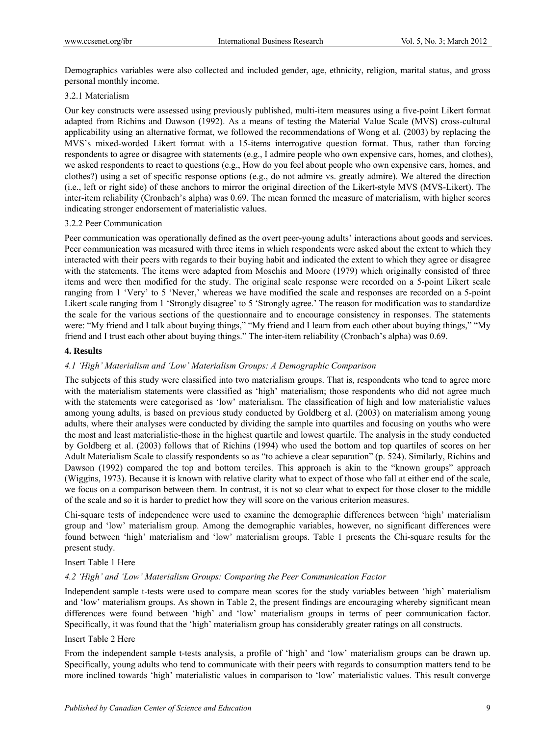Demographics variables were also collected and included gender, age, ethnicity, religion, marital status, and gross personal monthly income.

### 3.2.1 Materialism

Our key constructs were assessed using previously published, multi-item measures using a five-point Likert format adapted from Richins and Dawson (1992). As a means of testing the Material Value Scale (MVS) cross-cultural applicability using an alternative format, we followed the recommendations of Wong et al. (2003) by replacing the MVS's mixed-worded Likert format with a 15-items interrogative question format. Thus, rather than forcing respondents to agree or disagree with statements (e.g., I admire people who own expensive cars, homes, and clothes), we asked respondents to react to questions (e.g., How do you feel about people who own expensive cars, homes, and clothes?) using a set of specific response options (e.g., do not admire vs. greatly admire). We altered the direction (i.e., left or right side) of these anchors to mirror the original direction of the Likert-style MVS (MVS-Likert). The inter-item reliability (Cronbach's alpha) was 0.69. The mean formed the measure of materialism, with higher scores indicating stronger endorsement of materialistic values.

### 3.2.2 Peer Communication

Peer communication was operationally defined as the overt peer-young adults' interactions about goods and services. Peer communication was measured with three items in which respondents were asked about the extent to which they interacted with their peers with regards to their buying habit and indicated the extent to which they agree or disagree with the statements. The items were adapted from Moschis and Moore (1979) which originally consisted of three items and were then modified for the study. The original scale response were recorded on a 5-point Likert scale ranging from 1 'Very' to 5 'Never,' whereas we have modified the scale and responses are recorded on a 5-point Likert scale ranging from 1 'Strongly disagree' to 5 'Strongly agree.' The reason for modification was to standardize the scale for the various sections of the questionnaire and to encourage consistency in responses. The statements were: "My friend and I talk about buying things," "My friend and I learn from each other about buying things," "My friend and I trust each other about buying things." The inter-item reliability (Cronbach's alpha) was 0.69.

## 4. Results

### *4.1 'High' Materialism and 'Low' Materialism Groups: A Demographic Comparison*

The subjects of this study were classified into two materialism groups. That is, respondents who tend to agree more with the materialism statements were classified as 'high' materialism; those respondents who did not agree much with the statements were categorised as 'low' materialism. The classification of high and low materialistic values among young adults, is based on previous study conducted by Goldberg et al. (2003) on materialism among young adults, where their analyses were conducted by dividing the sample into quartiles and focusing on youths who were the most and least materialistic-those in the highest quartile and lowest quartile. The analysis in the study conducted by Goldberg et al. (2003) follows that of Richins (1994) who used the bottom and top quartiles of scores on her Adult Materialism Scale to classify respondents so as "to achieve a clear separation" (p. 524). Similarly, Richins and Dawson (1992) compared the top and bottom terciles. This approach is akin to the "known groups" approach (Wiggins, 1973). Because it is known with relative clarity what to expect of those who fall at either end of the scale, we focus on a comparison between them. In contrast, it is not so clear what to expect for those closer to the middle of the scale and so it is harder to predict how they will score on the various criterion measures.

Chi-square tests of independence were used to examine the demographic differences between 'high' materialism group and 'low' materialism group. Among the demographic variables, however, no significant differences were found between 'high' materialism and 'low' materialism groups. Table 1 presents the Chi-square results for the present study.

Insert Table 1 Here

### *4.2 'High' and 'Low' Materialism Groups: Comparing the Peer Communication Factor*

Independent sample t-tests were used to compare mean scores for the study variables between 'high' materialism and 'low' materialism groups. As shown in Table 2, the present findings are encouraging whereby significant mean differences were found between 'high' and 'low' materialism groups in terms of peer communication factor. Specifically, it was found that the 'high' materialism group has considerably greater ratings on all constructs.

Insert Table 2 Here

From the independent sample t-tests analysis, a profile of 'high' and 'low' materialism groups can be drawn up. Specifically, young adults who tend to communicate with their peers with regards to consumption matters tend to be more inclined towards 'high' materialistic values in comparison to 'low' materialistic values. This result converge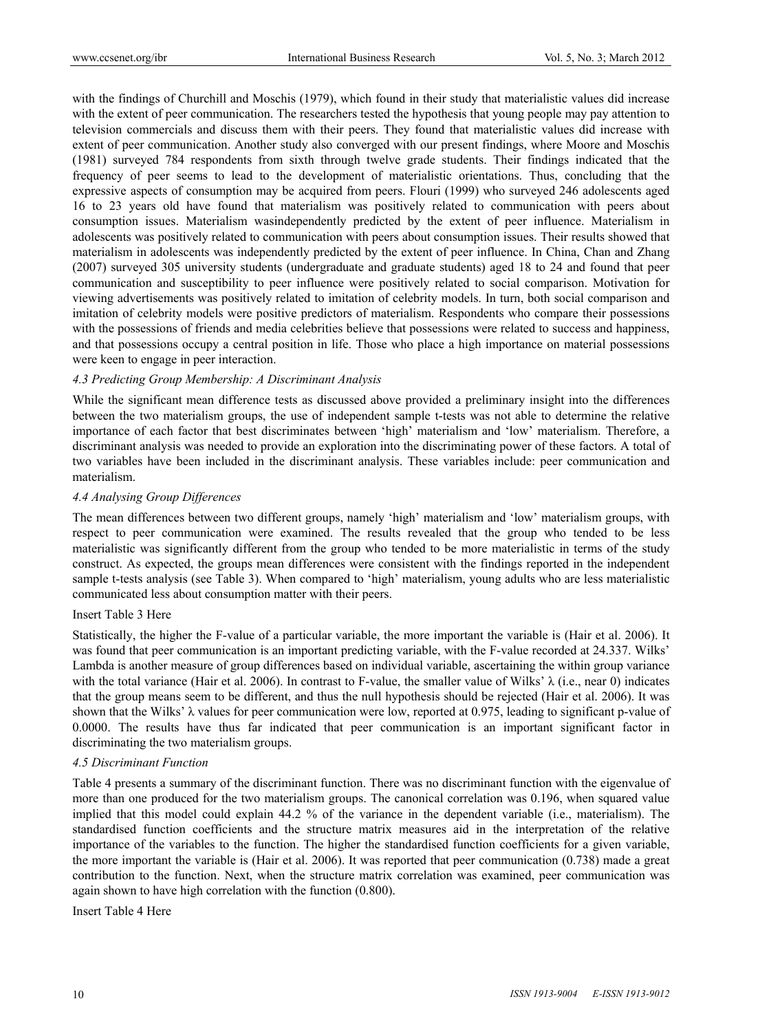with the findings of Churchill and Moschis (1979), which found in their study that materialistic values did increase with the extent of peer communication. The researchers tested the hypothesis that young people may pay attention to television commercials and discuss them with their peers. They found that materialistic values did increase with extent of peer communication. Another study also converged with our present findings, where Moore and Moschis (1981) surveyed 784 respondents from sixth through twelve grade students. Their findings indicated that the frequency of peer seems to lead to the development of materialistic orientations. Thus, concluding that the expressive aspects of consumption may be acquired from peers. Flouri (1999) who surveyed 246 adolescents aged 16 to 23 years old have found that materialism was positively related to communication with peers about consumption issues. Materialism wasindependently predicted by the extent of peer influence. Materialism in adolescents was positively related to communication with peers about consumption issues. Their results showed that materialism in adolescents was independently predicted by the extent of peer influence. In China, Chan and Zhang (2007) surveyed 305 university students (undergraduate and graduate students) aged 18 to 24 and found that peer communication and susceptibility to peer influence were positively related to social comparison. Motivation for viewing advertisements was positively related to imitation of celebrity models. In turn, both social comparison and imitation of celebrity models were positive predictors of materialism. Respondents who compare their possessions with the possessions of friends and media celebrities believe that possessions were related to success and happiness, and that possessions occupy a central position in life. Those who place a high importance on material possessions were keen to engage in peer interaction.

### *4.3 Predicting Group Membership: A Discriminant Analysis*

While the significant mean difference tests as discussed above provided a preliminary insight into the differences between the two materialism groups, the use of independent sample t-tests was not able to determine the relative importance of each factor that best discriminates between 'high' materialism and 'low' materialism. Therefore, a discriminant analysis was needed to provide an exploration into the discriminating power of these factors. A total of two variables have been included in the discriminant analysis. These variables include: peer communication and materialism.

### *4.4 Analysing Group Differences*

The mean differences between two different groups, namely 'high' materialism and 'low' materialism groups, with respect to peer communication were examined. The results revealed that the group who tended to be less materialistic was significantly different from the group who tended to be more materialistic in terms of the study construct. As expected, the groups mean differences were consistent with the findings reported in the independent sample t-tests analysis (see Table 3). When compared to 'high' materialism, young adults who are less materialistic communicated less about consumption matter with their peers.

Insert Table 3 Here

Statistically, the higher the F-value of a particular variable, the more important the variable is (Hair et al. 2006). It was found that peer communication is an important predicting variable, with the F-value recorded at 24.337. Wilks' Lambda is another measure of group differences based on individual variable, ascertaining the within group variance with the total variance (Hair et al. 2006). In contrast to F-value, the smaller value of Wilks' $\lambda$ (i.e., near 0) indicates that the group means seem to be different, and thus the null hypothesis should be rejected (Hair et al. 2006). It was shown that the Wilks' $\lambda$ values for peer communication were low, reported at 0.975, leading to significant p-value of 0.0000. The results have thus far indicated that peer communication is an important significant factor in discriminating the two materialism groups.

### *4.5 Discriminant Function*

Table 4 presents a summary of the discriminant function. There was no discriminant function with the eigenvalue of more than one produced for the two materialism groups. The canonical correlation was 0.196, when squared value implied that this model could explain 44.2 % of the variance in the dependent variable (i.e., materialism). The standardised function coefficients and the structure matrix measures aid in the interpretation of the relative importance of the variables to the function. The higher the standardised function coefficients for a given variable, the more important the variable is (Hair et al. 2006). It was reported that peer communication (0.738) made a great contribution to the function. Next, when the structure matrix correlation was examined, peer communication was again shown to have high correlation with the function (0.800).

Insert Table 4 Here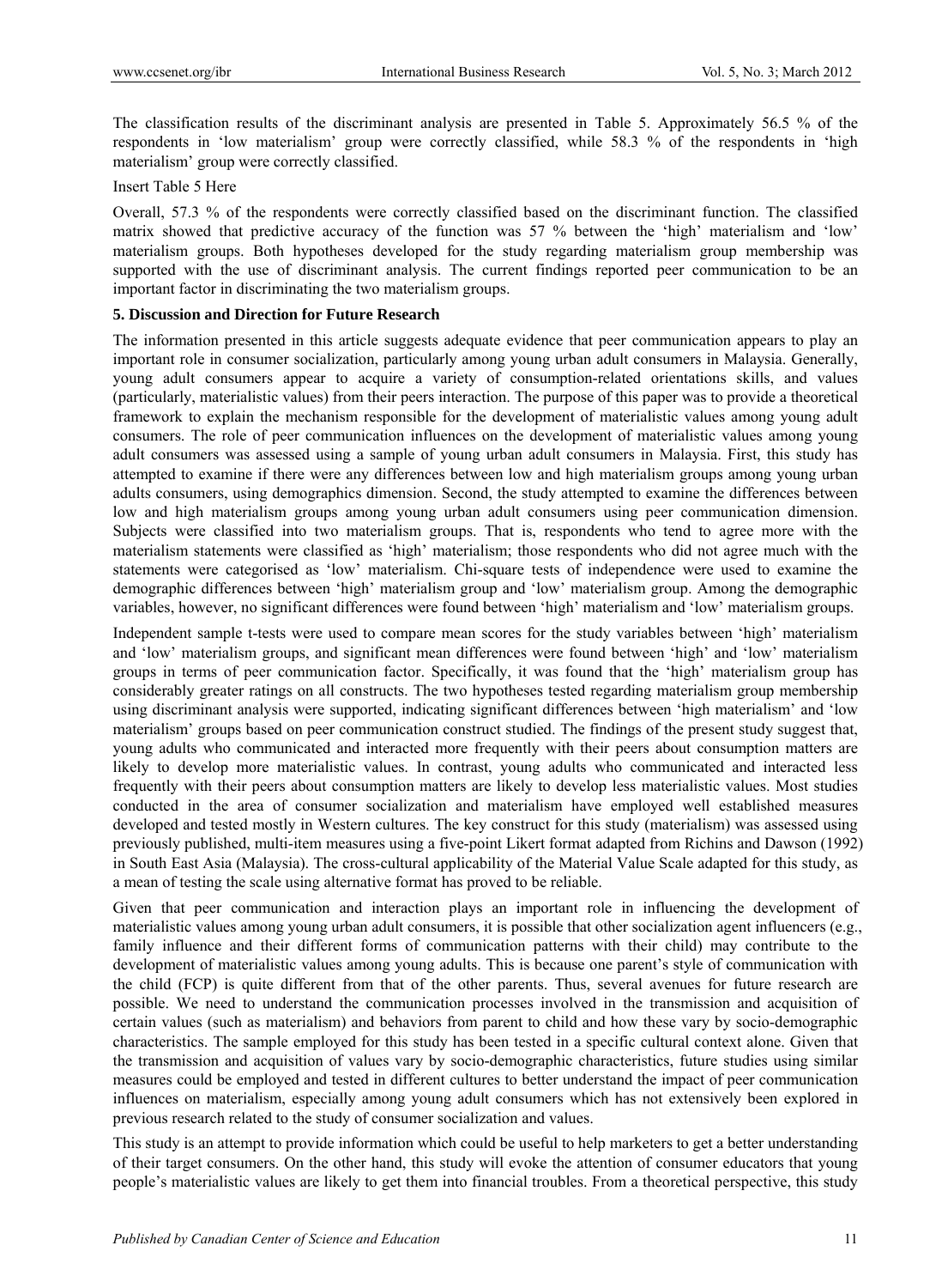The classification results of the discriminant analysis are presented in Table 5. Approximately 56.5 % of the respondents in 'low materialism' group were correctly classified, while 58.3 % of the respondents in 'high materialism' group were correctly classified.

Insert Table 5 Here

Overall, 57.3 % of the respondents were correctly classified based on the discriminant function. The classified matrix showed that predictive accuracy of the function was 57 % between the 'high' materialism and 'low' materialism groups. Both hypotheses developed for the study regarding materialism group membership was supported with the use of discriminant analysis. The current findings reported peer communication to be an important factor in discriminating the two materialism groups.

## 5. Discussion and Direction for Future Research

The information presented in this article suggests adequate evidence that peer communication appears to play an important role in consumer socialization, particularly among young urban adult consumers in Malaysia. Generally, young adult consumers appear to acquire a variety of consumption-related orientations skills, and values (particularly, materialistic values) from their peers interaction. The purpose of this paper was to provide a theoretical framework to explain the mechanism responsible for the development of materialistic values among young adult consumers. The role of peer communication influences on the development of materialistic values among young adult consumers was assessed using a sample of young urban adult consumers in Malaysia. First, this study has attempted to examine if there were any differences between low and high materialism groups among young urban adults consumers, using demographics dimension. Second, the study attempted to examine the differences between low and high materialism groups among young urban adult consumers using peer communication dimension. Subjects were classified into two materialism groups. That is, respondents who tend to agree more with the materialism statements were classified as 'high' materialism; those respondents who did not agree much with the statements were categorised as 'low' materialism. Chi-square tests of independence were used to examine the demographic differences between 'high' materialism group and 'low' materialism group. Among the demographic variables, however, no significant differences were found between 'high' materialism and 'low' materialism groups.

Independent sample t-tests were used to compare mean scores for the study variables between 'high' materialism and 'low' materialism groups, and significant mean differences were found between 'high' and 'low' materialism groups in terms of peer communication factor. Specifically, it was found that the 'high' materialism group has considerably greater ratings on all constructs. The two hypotheses tested regarding materialism group membership using discriminant analysis were supported, indicating significant differences between 'high materialism' and 'low materialism' groups based on peer communication construct studied. The findings of the present study suggest that, young adults who communicated and interacted more frequently with their peers about consumption matters are likely to develop more materialistic values. In contrast, young adults who communicated and interacted less frequently with their peers about consumption matters are likely to develop less materialistic values. Most studies conducted in the area of consumer socialization and materialism have employed well established measures developed and tested mostly in Western cultures. The key construct for this study (materialism) was assessed using previously published, multi-item measures using a five-point Likert format adapted from Richins and Dawson (1992) in South East Asia (Malaysia). The cross-cultural applicability of the Material Value Scale adapted for this study, as a mean of testing the scale using alternative format has proved to be reliable.

Given that peer communication and interaction plays an important role in influencing the development of materialistic values among young urban adult consumers, it is possible that other socialization agent influencers (e.g., family influence and their different forms of communication patterns with their child) may contribute to the development of materialistic values among young adults. This is because one parent's style of communication with the child (FCP) is quite different from that of the other parents. Thus, several avenues for future research are possible. We need to understand the communication processes involved in the transmission and acquisition of certain values (such as materialism) and behaviors from parent to child and how these vary by socio-demographic characteristics. The sample employed for this study has been tested in a specific cultural context alone. Given that the transmission and acquisition of values vary by socio-demographic characteristics, future studies using similar measures could be employed and tested in different cultures to better understand the impact of peer communication influences on materialism, especially among young adult consumers which has not extensively been explored in previous research related to the study of consumer socialization and values.

This study is an attempt to provide information which could be useful to help marketers to get a better understanding of their target consumers. On the other hand, this study will evoke the attention of consumer educators that young people's materialistic values are likely to get them into financial troubles. From a theoretical perspective, this study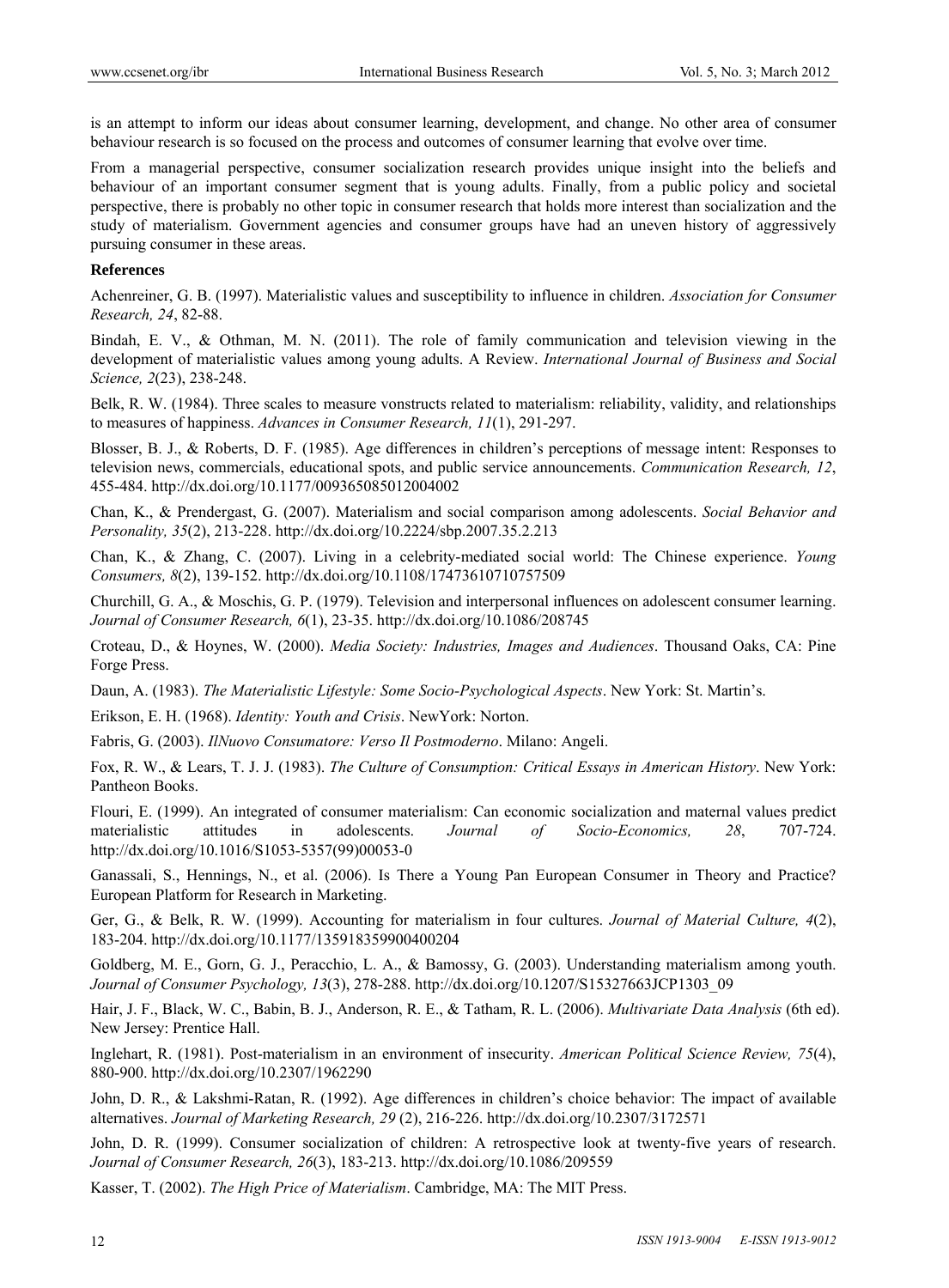is an attempt to inform our ideas about consumer learning, development, and change. No other area of consumer behaviour research is so focused on the process and outcomes of consumer learning that evolve over time.

From a managerial perspective, consumer socialization research provides unique insight into the beliefs and behaviour of an important consumer segment that is young adults. Finally, from a public policy and societal perspective, there is probably no other topic in consumer research that holds more interest than socialization and the study of materialism. Government agencies and consumer groups have had an uneven history of aggressively pursuing consumer in these areas.

**References**

Achenreiner, G. B. (1997). Materialistic values and susceptibility to influence in children. *Association for Consumer Research, 24*, 82-88.

Bindah, E. V., & Othman, M. N. (2011). The role of family communication and television viewing in the development of materialistic values among young adults. A Review. *International Journal of Business and Social Science, 2*(23), 238-248.

Belk, R. W. (1984). Three scales to measure vonstructs related to materialism: reliability, validity, and relationships to measures of happiness. *Advances in Consumer Research, 11*(1), 291-297.

Blosser, B. J., & Roberts, D. F. (1985). Age differences in children's perceptions of message intent: Responses to television news, commercials, educational spots, and public service announcements. *Communication Research, 12*, 455-484. http://dx.doi.org/10.1177/009365085012004002

Chan, K., & Prendergast, G. (2007). Materialism and social comparison among adolescents. *Social Behavior and Personality, 35*(2), 213-228. http://dx.doi.org/10.2224/sbp.2007.35.2.213

Chan, K., & Zhang, C. (2007). Living in a celebrity-mediated social world: The Chinese experience. *Young Consumers, 8*(2), 139-152. http://dx.doi.org/10.1108/17473610710757509

Churchill, G. A., & Moschis, G. P. (1979). Television and interpersonal influences on adolescent consumer learning. *Journal of Consumer Research, 6*(1), 23-35. http://dx.doi.org/10.1086/208745

Croteau, D., & Hoynes, W. (2000). *Media Society: Industries, Images and Audiences*. Thousand Oaks, CA: Pine Forge Press.

Daun, A. (1983). *The Materialistic Lifestyle: Some Socio-Psychological Aspects*. New York: St. Martin's.

Erikson, E. H. (1968). *Identity: Youth and Crisis*. NewYork: Norton.

Fabris, G. (2003). *IlNuovo Consumatore: Verso Il Postmoderno*. Milano: Angeli.

Fox, R. W., & Lears, T. J. J. (1983). *The Culture of Consumption: Critical Essays in American History*. New York: Pantheon Books.

Flouri, E. (1999). An integrated of consumer materialism: Can economic socialization and maternal values predict materialistic attitudes in adolescents. *Journal of Socio-Economics, 28*, 707-724. http://dx.doi.org/10.1016/S1053-5357(99)00053-0

Ganassali, S., Hennings, N., et al. (2006). Is There a Young Pan European Consumer in Theory and Practice? European Platform for Research in Marketing.

Ger, G., & Belk, R. W. (1999). Accounting for materialism in four cultures. *Journal of Material Culture, 4*(2), 183-204. http://dx.doi.org/10.1177/135918359900400204

Goldberg, M. E., Gorn, G. J., Peracchio, L. A., & Bamossy, G. (2003). Understanding materialism among youth. *Journal of Consumer Psychology, 13*(3), 278-288. http://dx.doi.org/10.1207/S15327663JCP1303_09

Hair, J. F., Black, W. C., Babin, B. J., Anderson, R. E., & Tatham, R. L. (2006). *Multivariate Data Analysis* (6th ed). New Jersey: Prentice Hall.

Inglehart, R. (1981). Post-materialism in an environment of insecurity. *American Political Science Review, 75*(4), 880-900. http://dx.doi.org/10.2307/1962290

John, D. R., & Lakshmi-Ratan, R. (1992). Age differences in children's choice behavior: The impact of available alternatives. *Journal of Marketing Research, 29* (2), 216-226. http://dx.doi.org/10.2307/3172571

John, D. R. (1999). Consumer socialization of children: A retrospective look at twenty-five years of research. *Journal of Consumer Research, 26*(3), 183-213. http://dx.doi.org/10.1086/209559

Kasser, T. (2002). *The High Price of Materialism*. Cambridge, MA: The MIT Press.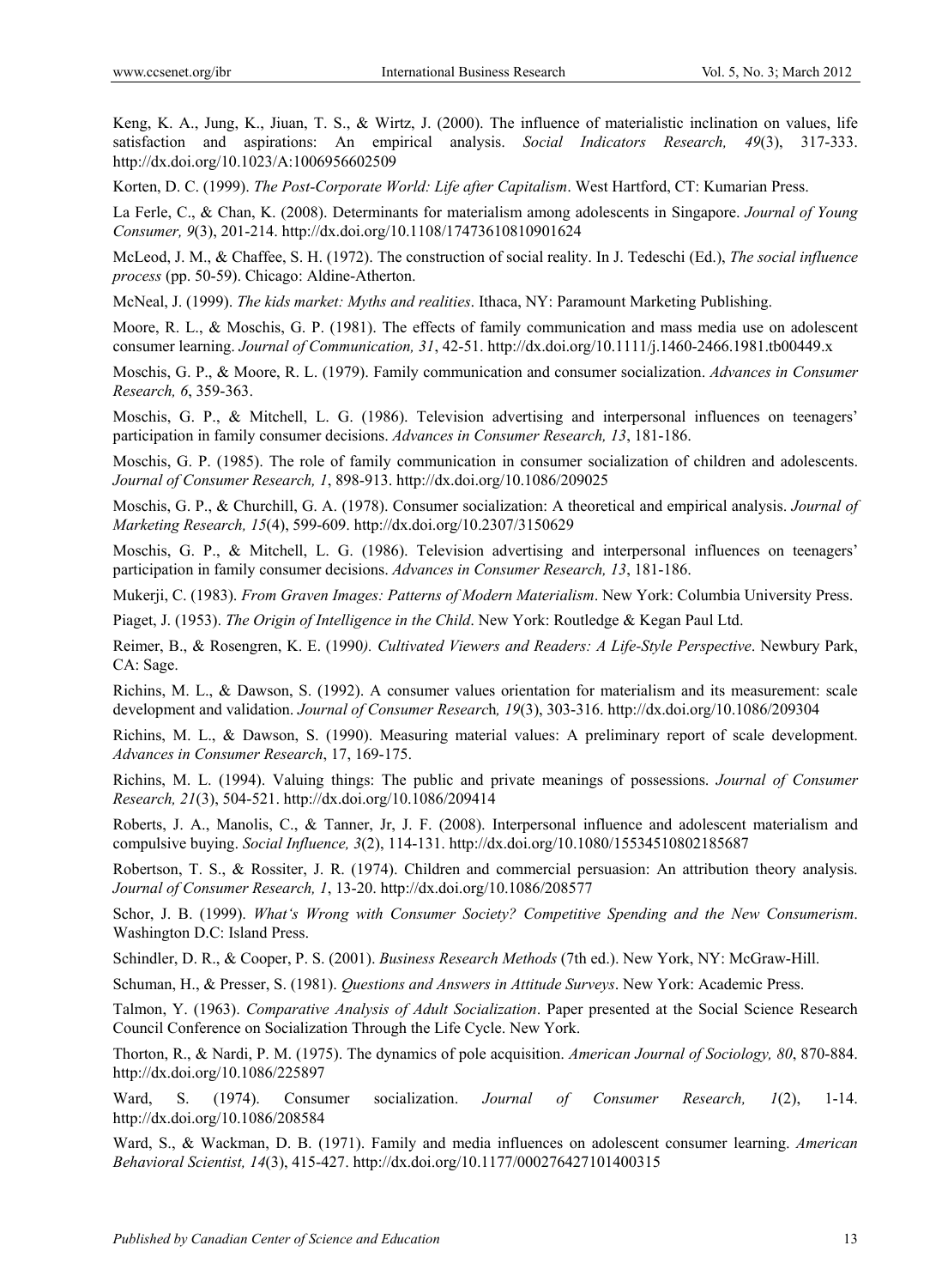Keng, K. A., Jung, K., Jiuan, T. S., & Wirtz, J. (2000). The influence of materialistic inclination on values, life satisfaction and aspirations: An empirical analysis. *Social Indicators Research, 49*(3), 317-333. http://dx.doi.org/10.1023/A:1006956602509

Korten, D. C. (1999). *The Post-Corporate World: Life after Capitalism*. West Hartford, CT: Kumarian Press.

La Ferle, C., & Chan, K. (2008). Determinants for materialism among adolescents in Singapore. *Journal of Young Consumer, 9*(3), 201-214. http://dx.doi.org/10.1108/17473610810901624

McLeod, J. M., & Chaffee, S. H. (1972). The construction of social reality. In J. Tedeschi (Ed.), *The social influence process* (pp. 50-59). Chicago: Aldine-Atherton.

McNeal, J. (1999). *The kids market: Myths and realities*. Ithaca, NY: Paramount Marketing Publishing.

Moore, R. L., & Moschis, G. P. (1981). The effects of family communication and mass media use on adolescent consumer learning. *Journal of Communication, 31*, 42-51. http://dx.doi.org/10.1111/j.1460-2466.1981.tb00449.x

Moschis, G. P., & Moore, R. L. (1979). Family communication and consumer socialization. *Advances in Consumer Research, 6*, 359-363.

Moschis, G. P., & Mitchell, L. G. (1986). Television advertising and interpersonal influences on teenagers' participation in family consumer decisions. *Advances in Consumer Research, 13*, 181-186.

Moschis, G. P. (1985). The role of family communication in consumer socialization of children and adolescents. *Journal of Consumer Research, 1*, 898-913. http://dx.doi.org/10.1086/209025

Moschis, G. P., & Churchill, G. A. (1978). Consumer socialization: A theoretical and empirical analysis. *Journal of Marketing Research, 15*(4), 599-609. http://dx.doi.org/10.2307/3150629

Moschis, G. P., & Mitchell, L. G. (1986). Television advertising and interpersonal influences on teenagers' participation in family consumer decisions. *Advances in Consumer Research, 13*, 181-186.

Mukerji, C. (1983). *From Graven Images: Patterns of Modern Materialism*. New York: Columbia University Press.

Piaget, J. (1953). *The Origin of Intelligence in the Child*. New York: Routledge & Kegan Paul Ltd.

Reimer, B., & Rosengren, K. E. (1990*). Cultivated Viewers and Readers: A Life-Style Perspective*. Newbury Park, CA: Sage.

Richins, M. L., & Dawson, S. (1992). A consumer values orientation for materialism and its measurement: scale development and validation. *Journal of Consumer Researc*h*, 19*(3), 303-316. http://dx.doi.org/10.1086/209304

Richins, M. L., & Dawson, S. (1990). Measuring material values: A preliminary report of scale development. *Advances in Consumer Research*, 17, 169-175.

Richins, M. L. (1994). Valuing things: The public and private meanings of possessions. *Journal of Consumer Research, 21*(3), 504-521. http://dx.doi.org/10.1086/209414

Roberts, J. A., Manolis, C., & Tanner, Jr, J. F. (2008). Interpersonal influence and adolescent materialism and compulsive buying. *Social Influence, 3*(2), 114-131. http://dx.doi.org/10.1080/15534510802185687

Robertson, T. S., & Rossiter, J. R. (1974). Children and commercial persuasion: An attribution theory analysis. *Journal of Consumer Research, 1*, 13-20. http://dx.doi.org/10.1086/208577

Schor, J. B. (1999). *What's Wrong with Consumer Society? Competitive Spending and the New Consumerism*. Washington D.C: Island Press.

Schindler, D. R., & Cooper, P. S. (2001). *Business Research Methods* (7th ed.). New York, NY: McGraw-Hill.

Schuman, H., & Presser, S. (1981). *Questions and Answers in Attitude Surveys*. New York: Academic Press.

Talmon, Y. (1963). *Comparative Analysis of Adult Socialization*. Paper presented at the Social Science Research Council Conference on Socialization Through the Life Cycle. New York.

Thorton, R., & Nardi, P. M. (1975). The dynamics of pole acquisition. *American Journal of Sociology, 80*, 870-884. http://dx.doi.org/10.1086/225897

Ward, S. (1974). Consumer socialization. *Journal of Consumer Research, 1*(2), 1-14. http://dx.doi.org/10.1086/208584

Ward, S., & Wackman, D. B. (1971). Family and media influences on adolescent consumer learning. *American Behavioral Scientist, 14*(3), 415-427. http://dx.doi.org/10.1177/000276427101400315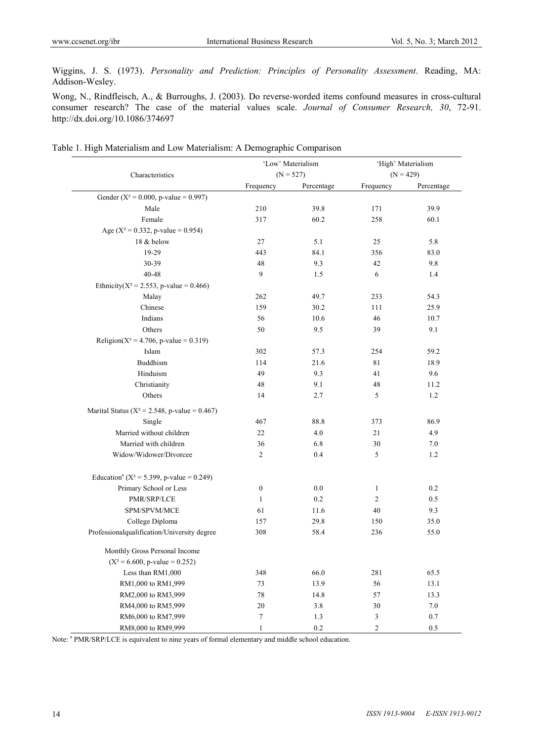Wiggins, J. S. (1973). *Personality and Prediction: Principles of Personality Assessment*. Reading, MA: Addison-Wesley.

Wong, N., Rindfleisch, A., & Burroughs, J. (2003). Do reverse-worded items confound measures in cross-cultural consumer research? The case of the material values scale. *Journal of Consumer Research, 30*, 72-91. http://dx.doi.org/10.1086/374697

Table 1. High Materialism and Low Materialism: A Demographic Comparison

| Characteristics | 'Low' Materialism (N = 527) | | 'High' Materialism (N = 429) | |
|---|---|---|---|---|
| | Frequency | Percentage | Frequency | Percentage |
| Gender ($X^2$ = 0.000, p-value = 0.997) | | | | |
| Male | 210 | 39.8 | 171 | 39.9 |
| Female | 317 | 60.2 | 258 | 60.1 |
| Age ($X^2$ = 0.332, p-value = 0.954) | | | | |
| 18 & below | 27 | 5.1 | 25 | 5.8 |
| 19-29 | 443 | 84.1 | 356 | 83.0 |
| 30-39 | 48 | 9.3 | 42 | 9.8 |
| 40-48 | 9 | 1.5 | 6 | 1.4 |
| Ethnicity($X^2$ = 2.553, p-value = 0.466) | | | | |
| Malay | 262 | 49.7 | 233 | 54.3 |
| Chinese | 159 | 30.2 | 111 | 25.9 |
| Indians | 56 | 10.6 | 46 | 10.7 |
| Others | 50 | 9.5 | 39 | 9.1 |
| Religion($X^2$ = 4.706, p-value = 0.319) | | | | |
| Islam | 302 | 57.3 | 254 | 59.2 |
| Buddhism | 114 | 21.6 | 81 | 18.9 |
| Hinduism | 49 | 9.3 | 41 | 9.6 |
| Christianity | 48 | 9.1 | 48 | 11.2 |
| Others | 14 | 2.7 | 5 | 1.2 |
| Marital Status ($X^2$ = 2.548, p-value = 0.467) | | | | |
| Single | 467 | 88.8 | 373 | 86.9 |
| Married without children | 22 | 4.0 | 21 | 4.9 |
| Married with children | 36 | 6.8 | 30 | 7.0 |
| Widow/Widower/Divorcee | 2 | 0.4 | 5 | 1.2 |
| Education[a] ($X^2$ = 5.399, p-value = 0.249) | | | | |
| Primary School or Less | 0 | 0.0 | 1 | 0.2 |
| PMR/SRP/LCE | 1 | 0.2 | 2 | 0.5 |
| SPM/SPVM/MCE | 61 | 11.6 | 40 | 9.3 |
| College Diploma | 157 | 29.8 | 150 | 35.0 |
| Professionalqualification/University degree | 308 | 58.4 | 236 | 55.0 |
| Monthly Gross Personal Income ($X^2$ = 6.600, p-value = 0.252) | | | | |
| Less than RM1,000 | 348 | 66.0 | 281 | 65.5 |
| RM1,000 to RM1,999 | 73 | 13.9 | 56 | 13.1 |
| RM2,000 to RM3,999 | 78 | 14.8 | 57 | 13.3 |
| RM4,000 to RM5,999 | 20 | 3.8 | 30 | 7.0 |
| RM6,000 to RM7,999 | 7 | 1.3 | 3 | 0.7 |
| RM8,000 to RM9,999 | 1 | 0.2 | 2 | 0.5 |

Note: [a] PMR/SRP/LCE is equivalent to nine years of formal elementary and middle school education.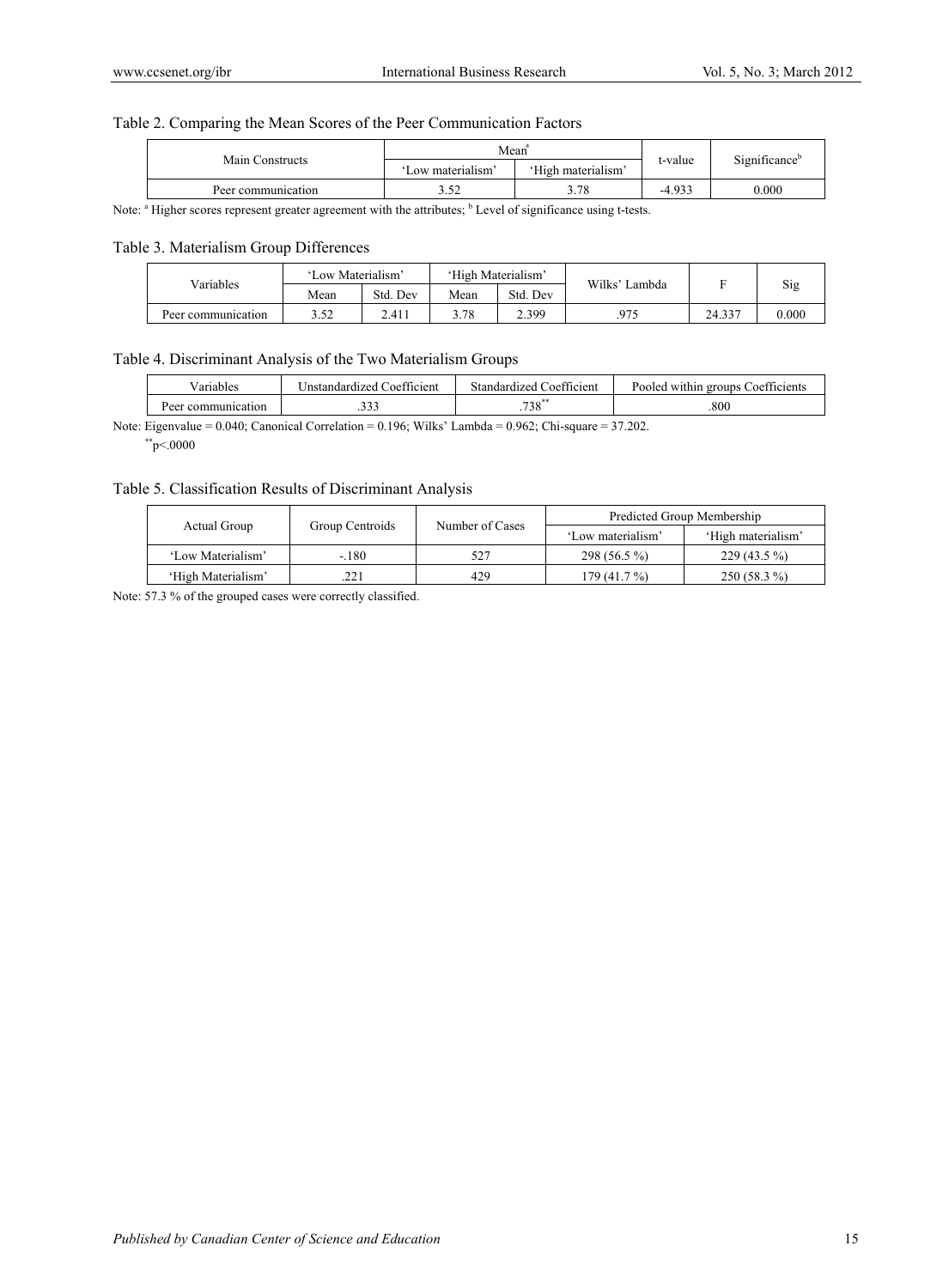Table 2. Comparing the Mean Scores of the Peer Communication Factors

| Main Constructs | Mean[a] | | t-value | Significance[b] |
|---|---|---|---|---|
| | 'Low materialism' | 'High materialism' | | |
| Peer communication | 3.52 | 3.78 | -4.933 | 0.000 |

Note: [a] Higher scores represent greater agreement with the attributes; [b] Level of significance using t-tests.

Table 3. Materialism Group Differences

| Variables | 'Low Materialism' | | 'High Materialism' | | Wilks' Lambda | F | Sig |
|---|---|---|---|---|---|---|---|
| | Mean | Std. Dev | Mean | Std. Dev | | | |
| Peer communication | 3.52 | 2.411 | 3.78 | 2.399 | .975 | 24.337 | 0.000 |

Table 4. Discriminant Analysis of the Two Materialism Groups

| Variables | Unstandardized Coefficient | Standardized Coefficient | Pooled within groups Coefficients |
|---|---|---|---|
| Peer communication | .333 | .738[**] | .800 |

Note: Eigenvalue = 0.040; Canonical Correlation = 0.196; Wilks' Lambda = 0.962; Chi-square = 37.202.

[**]$p<.0000$

Table 5. Classification Results of Discriminant Analysis

| Actual Group | Group Centroids | Number of Cases | Predicted Group Membership | |
|---|---|---|---|---|
| | | | 'Low materialism' | 'High materialism' |
| 'Low Materialism' | -.180 | 527 | 298 (56.5 %) | 229 (43.5 %) |
| 'High Materialism' | .221 | 429 | 179 (41.7 %) | 250 (58.3 %) |

Note: 57.3 % of the grouped cases were correctly classified.